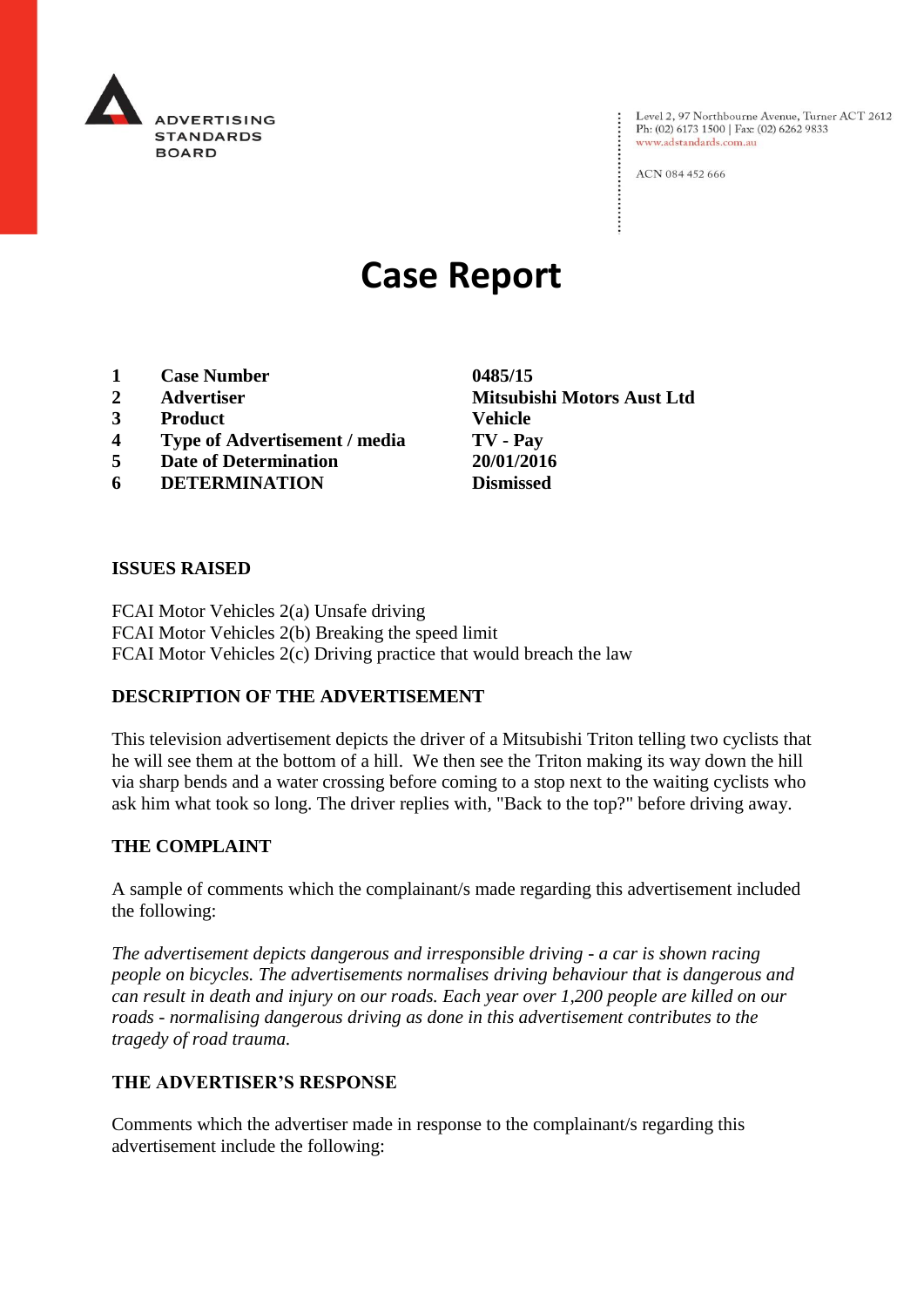ADVERTISING STANDARDS BOARD

Level 2, 97 Northbourne Avenue, Turner ACT 2612
Ph: (02) 6173 1500 | Fax: (02) 6262 9833
www.adstandards.com.au

ACN 084 452 666

# Case Report

| | | |
|---|---|---|
| **1** | **Case Number** | **0485/15** |
| **2** | **Advertiser** | **Mitsubishi Motors Aust Ltd** |
| **3** | **Product** | **Vehicle** |
| **4** | **Type of Advertisement / media** | **TV - Pay** |
| **5** | **Date of Determination** | **20/01/2016** |
| **6** | **DETERMINATION** | **Dismissed** |

## ISSUES RAISED

FCAI Motor Vehicles 2(a) Unsafe driving
FCAI Motor Vehicles 2(b) Breaking the speed limit
FCAI Motor Vehicles 2(c) Driving practice that would breach the law

## DESCRIPTION OF THE ADVERTISEMENT

This television advertisement depicts the driver of a Mitsubishi Triton telling two cyclists that he will see them at the bottom of a hill. We then see the Triton making its way down the hill via sharp bends and a water crossing before coming to a stop next to the waiting cyclists who ask him what took so long. The driver replies with, "Back to the top?" before driving away.

## THE COMPLAINT

A sample of comments which the complainant/s made regarding this advertisement included the following:

*The advertisement depicts dangerous and irresponsible driving - a car is shown racing people on bicycles. The advertisements normalises driving behaviour that is dangerous and can result in death and injury on our roads. Each year over 1,200 people are killed on our roads - normalising dangerous driving as done in this advertisement contributes to the tragedy of road trauma.*

## THE ADVERTISER'S RESPONSE

Comments which the advertiser made in response to the complainant/s regarding this advertisement include the following: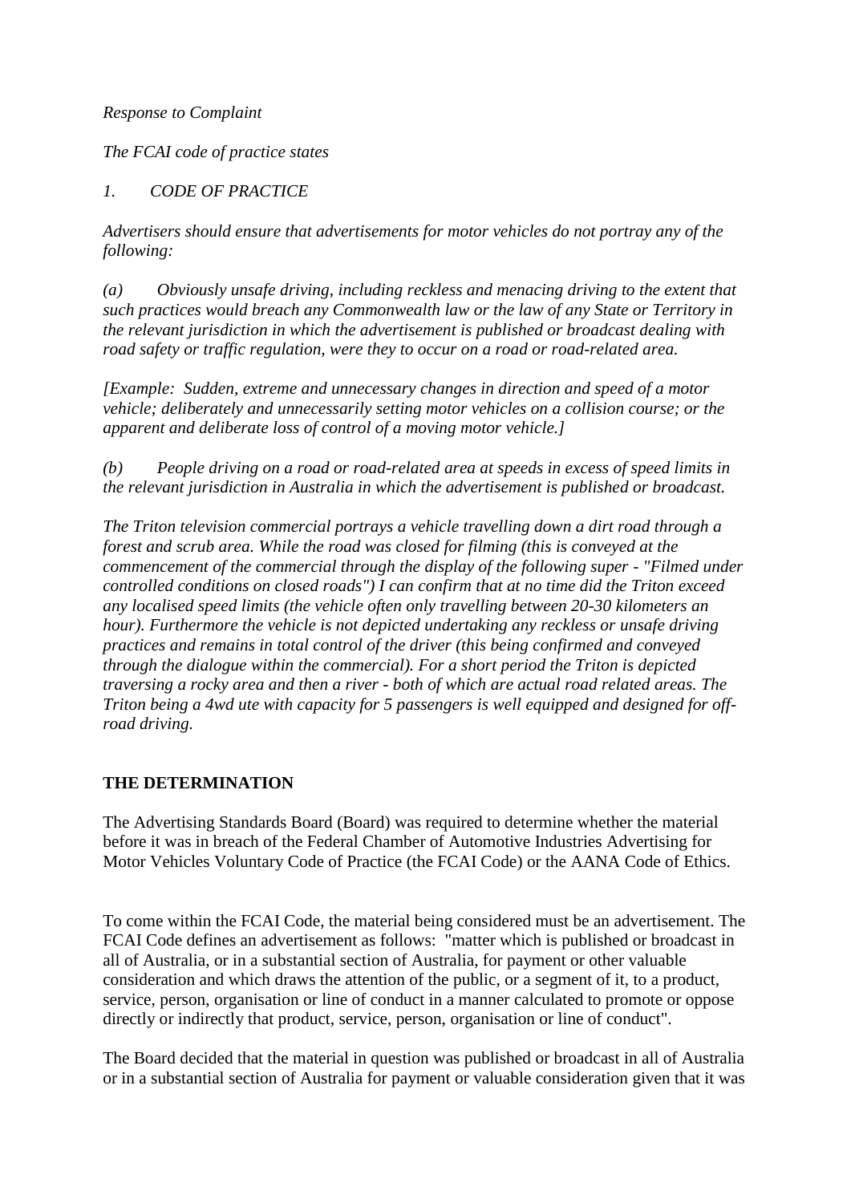*Response to Complaint*

*The FCAI code of practice states*

*1. CODE OF PRACTICE*

*Advertisers should ensure that advertisements for motor vehicles do not portray any of the following:*

*(a) Obviously unsafe driving, including reckless and menacing driving to the extent that such practices would breach any Commonwealth law or the law of any State or Territory in the relevant jurisdiction in which the advertisement is published or broadcast dealing with road safety or traffic regulation, were they to occur on a road or road-related area.*

*[Example: Sudden, extreme and unnecessary changes in direction and speed of a motor vehicle; deliberately and unnecessarily setting motor vehicles on a collision course; or the apparent and deliberate loss of control of a moving motor vehicle.]*

*(b) People driving on a road or road-related area at speeds in excess of speed limits in the relevant jurisdiction in Australia in which the advertisement is published or broadcast.*

*The Triton television commercial portrays a vehicle travelling down a dirt road through a forest and scrub area. While the road was closed for filming (this is conveyed at the commencement of the commercial through the display of the following super - "Filmed under controlled conditions on closed roads") I can confirm that at no time did the Triton exceed any localised speed limits (the vehicle often only travelling between 20-30 kilometers an hour). Furthermore the vehicle is not depicted undertaking any reckless or unsafe driving practices and remains in total control of the driver (this being confirmed and conveyed through the dialogue within the commercial). For a short period the Triton is depicted traversing a rocky area and then a river - both of which are actual road related areas. The Triton being a 4wd ute with capacity for 5 passengers is well equipped and designed for off-road driving.*

**THE DETERMINATION**

The Advertising Standards Board (Board) was required to determine whether the material before it was in breach of the Federal Chamber of Automotive Industries Advertising for Motor Vehicles Voluntary Code of Practice (the FCAI Code) or the AANA Code of Ethics.

To come within the FCAI Code, the material being considered must be an advertisement. The FCAI Code defines an advertisement as follows: "matter which is published or broadcast in all of Australia, or in a substantial section of Australia, for payment or other valuable consideration and which draws the attention of the public, or a segment of it, to a product, service, person, organisation or line of conduct in a manner calculated to promote or oppose directly or indirectly that product, service, person, organisation or line of conduct".

The Board decided that the material in question was published or broadcast in all of Australia or in a substantial section of Australia for payment or valuable consideration given that it was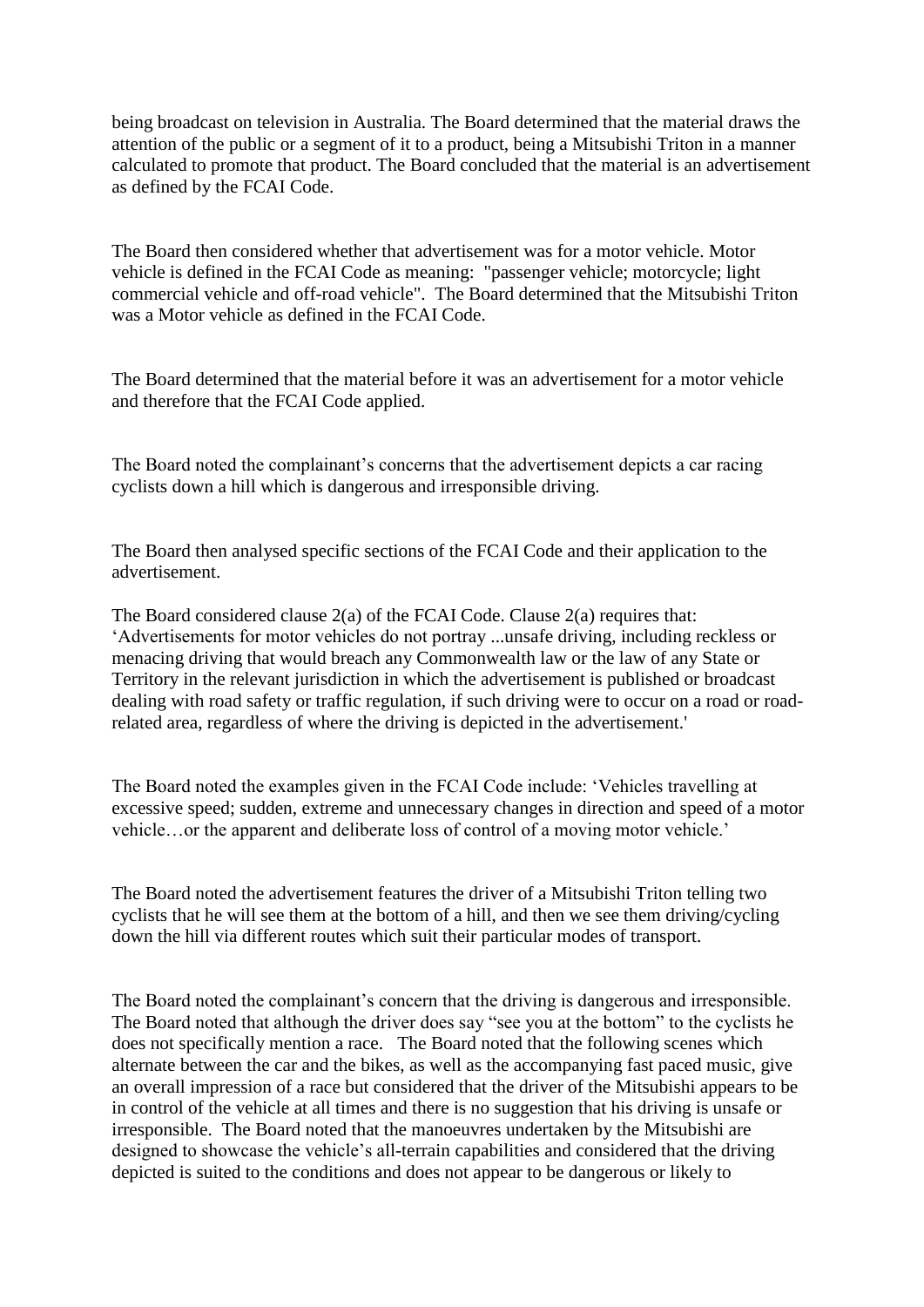being broadcast on television in Australia. The Board determined that the material draws the attention of the public or a segment of it to a product, being a Mitsubishi Triton in a manner calculated to promote that product. The Board concluded that the material is an advertisement as defined by the FCAI Code.

The Board then considered whether that advertisement was for a motor vehicle. Motor vehicle is defined in the FCAI Code as meaning: "passenger vehicle; motorcycle; light commercial vehicle and off-road vehicle". The Board determined that the Mitsubishi Triton was a Motor vehicle as defined in the FCAI Code.

The Board determined that the material before it was an advertisement for a motor vehicle and therefore that the FCAI Code applied.

The Board noted the complainant's concerns that the advertisement depicts a car racing cyclists down a hill which is dangerous and irresponsible driving.

The Board then analysed specific sections of the FCAI Code and their application to the advertisement.

The Board considered clause 2(a) of the FCAI Code. Clause 2(a) requires that: 'Advertisements for motor vehicles do not portray ...unsafe driving, including reckless or menacing driving that would breach any Commonwealth law or the law of any State or Territory in the relevant jurisdiction in which the advertisement is published or broadcast dealing with road safety or traffic regulation, if such driving were to occur on a road or road-related area, regardless of where the driving is depicted in the advertisement.'

The Board noted the examples given in the FCAI Code include: 'Vehicles travelling at excessive speed; sudden, extreme and unnecessary changes in direction and speed of a motor vehicle…or the apparent and deliberate loss of control of a moving motor vehicle.'

The Board noted the advertisement features the driver of a Mitsubishi Triton telling two cyclists that he will see them at the bottom of a hill, and then we see them driving/cycling down the hill via different routes which suit their particular modes of transport.

The Board noted the complainant's concern that the driving is dangerous and irresponsible. The Board noted that although the driver does say "see you at the bottom" to the cyclists he does not specifically mention a race. The Board noted that the following scenes which alternate between the car and the bikes, as well as the accompanying fast paced music, give an overall impression of a race but considered that the driver of the Mitsubishi appears to be in control of the vehicle at all times and there is no suggestion that his driving is unsafe or irresponsible. The Board noted that the manoeuvres undertaken by the Mitsubishi are designed to showcase the vehicle's all-terrain capabilities and considered that the driving depicted is suited to the conditions and does not appear to be dangerous or likely to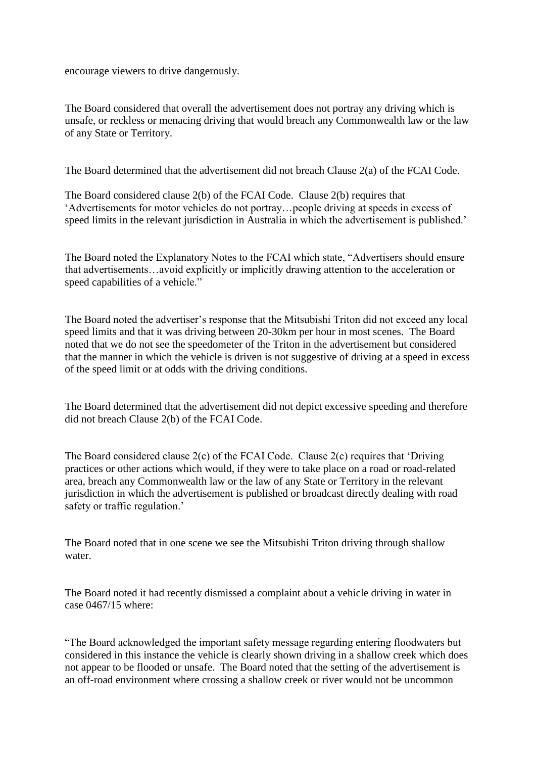encourage viewers to drive dangerously.

The Board considered that overall the advertisement does not portray any driving which is unsafe, or reckless or menacing driving that would breach any Commonwealth law or the law of any State or Territory.

The Board determined that the advertisement did not breach Clause 2(a) of the FCAI Code.

The Board considered clause 2(b) of the FCAI Code. Clause 2(b) requires that 'Advertisements for motor vehicles do not portray…people driving at speeds in excess of speed limits in the relevant jurisdiction in Australia in which the advertisement is published.'

The Board noted the Explanatory Notes to the FCAI which state, "Advertisers should ensure that advertisements…avoid explicitly or implicitly drawing attention to the acceleration or speed capabilities of a vehicle."

The Board noted the advertiser's response that the Mitsubishi Triton did not exceed any local speed limits and that it was driving between 20-30km per hour in most scenes. The Board noted that we do not see the speedometer of the Triton in the advertisement but considered that the manner in which the vehicle is driven is not suggestive of driving at a speed in excess of the speed limit or at odds with the driving conditions.

The Board determined that the advertisement did not depict excessive speeding and therefore did not breach Clause 2(b) of the FCAI Code.

The Board considered clause 2(c) of the FCAI Code. Clause 2(c) requires that 'Driving practices or other actions which would, if they were to take place on a road or road-related area, breach any Commonwealth law or the law of any State or Territory in the relevant jurisdiction in which the advertisement is published or broadcast directly dealing with road safety or traffic regulation.'

The Board noted that in one scene we see the Mitsubishi Triton driving through shallow water.

The Board noted it had recently dismissed a complaint about a vehicle driving in water in case 0467/15 where:

"The Board acknowledged the important safety message regarding entering floodwaters but considered in this instance the vehicle is clearly shown driving in a shallow creek which does not appear to be flooded or unsafe. The Board noted that the setting of the advertisement is an off-road environment where crossing a shallow creek or river would not be uncommon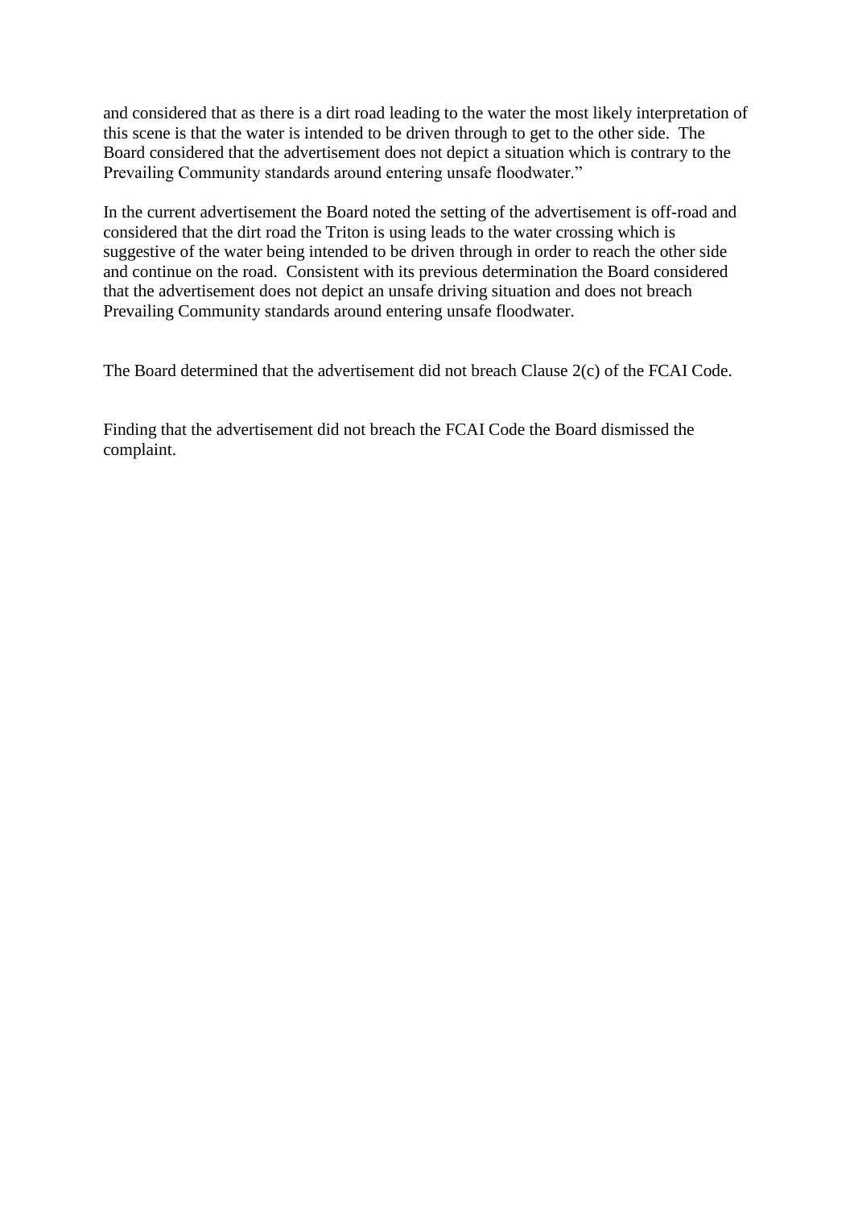and considered that as there is a dirt road leading to the water the most likely interpretation of this scene is that the water is intended to be driven through to get to the other side. The Board considered that the advertisement does not depict a situation which is contrary to the Prevailing Community standards around entering unsafe floodwater."

In the current advertisement the Board noted the setting of the advertisement is off-road and considered that the dirt road the Triton is using leads to the water crossing which is suggestive of the water being intended to be driven through in order to reach the other side and continue on the road. Consistent with its previous determination the Board considered that the advertisement does not depict an unsafe driving situation and does not breach Prevailing Community standards around entering unsafe floodwater.

The Board determined that the advertisement did not breach Clause 2(c) of the FCAI Code.

Finding that the advertisement did not breach the FCAI Code the Board dismissed the complaint.